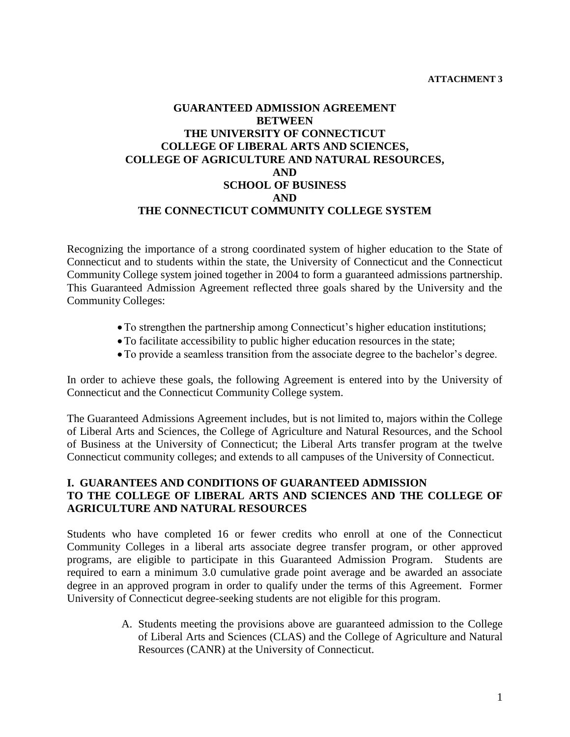**ATTACHMENT 3**

# GUARANTEED ADMISSION AGREEMENT BETWEEN THE UNIVERSITY OF CONNECTICUT COLLEGE OF LIBERAL ARTS AND SCIENCES, COLLEGE OF AGRICULTURE AND NATURAL RESOURCES, AND SCHOOL OF BUSINESS AND THE CONNECTICUT COMMUNITY COLLEGE SYSTEM

Recognizing the importance of a strong coordinated system of higher education to the State of Connecticut and to students within the state, the University of Connecticut and the Connecticut Community College system joined together in 2004 to form a guaranteed admissions partnership. This Guaranteed Admission Agreement reflected three goals shared by the University and the Community Colleges:

- To strengthen the partnership among Connecticut's higher education institutions;
- To facilitate accessibility to public higher education resources in the state;
- To provide a seamless transition from the associate degree to the bachelor's degree.

In order to achieve these goals, the following Agreement is entered into by the University of Connecticut and the Connecticut Community College system.

The Guaranteed Admissions Agreement includes, but is not limited to, majors within the College of Liberal Arts and Sciences, the College of Agriculture and Natural Resources, and the School of Business at the University of Connecticut; the Liberal Arts transfer program at the twelve Connecticut community colleges; and extends to all campuses of the University of Connecticut.

## I. GUARANTEES AND CONDITIONS OF GUARANTEED ADMISSION TO THE COLLEGE OF LIBERAL ARTS AND SCIENCES AND THE COLLEGE OF AGRICULTURE AND NATURAL RESOURCES

Students who have completed 16 or fewer credits who enroll at one of the Connecticut Community Colleges in a liberal arts associate degree transfer program, or other approved programs, are eligible to participate in this Guaranteed Admission Program. Students are required to earn a minimum 3.0 cumulative grade point average and be awarded an associate degree in an approved program in order to qualify under the terms of this Agreement. Former University of Connecticut degree-seeking students are not eligible for this program.

A. Students meeting the provisions above are guaranteed admission to the College of Liberal Arts and Sciences (CLAS) and the College of Agriculture and Natural Resources (CANR) at the University of Connecticut.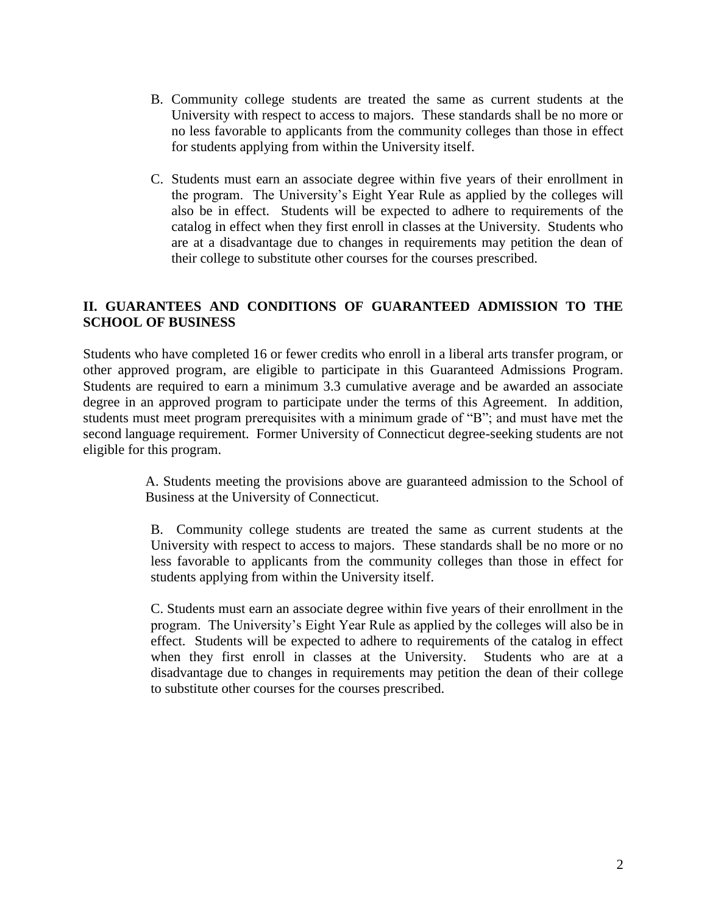B. Community college students are treated the same as current students at the University with respect to access to majors. These standards shall be no more or no less favorable to applicants from the community colleges than those in effect for students applying from within the University itself.

C. Students must earn an associate degree within five years of their enrollment in the program. The University's Eight Year Rule as applied by the colleges will also be in effect. Students will be expected to adhere to requirements of the catalog in effect when they first enroll in classes at the University. Students who are at a disadvantage due to changes in requirements may petition the dean of their college to substitute other courses for the courses prescribed.

## II. GUARANTEES AND CONDITIONS OF GUARANTEED ADMISSION TO THE SCHOOL OF BUSINESS

Students who have completed 16 or fewer credits who enroll in a liberal arts transfer program, or other approved program, are eligible to participate in this Guaranteed Admissions Program. Students are required to earn a minimum 3.3 cumulative average and be awarded an associate degree in an approved program to participate under the terms of this Agreement. In addition, students must meet program prerequisites with a minimum grade of "B"; and must have met the second language requirement. Former University of Connecticut degree-seeking students are not eligible for this program.

A. Students meeting the provisions above are guaranteed admission to the School of Business at the University of Connecticut.

B. Community college students are treated the same as current students at the University with respect to access to majors. These standards shall be no more or no less favorable to applicants from the community colleges than those in effect for students applying from within the University itself.

C. Students must earn an associate degree within five years of their enrollment in the program. The University's Eight Year Rule as applied by the colleges will also be in effect. Students will be expected to adhere to requirements of the catalog in effect when they first enroll in classes at the University. Students who are at a disadvantage due to changes in requirements may petition the dean of their college to substitute other courses for the courses prescribed.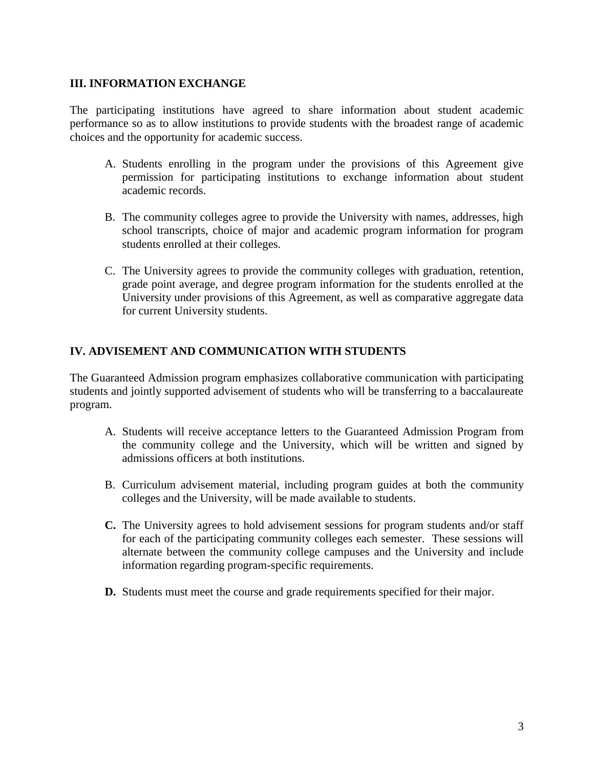## III. INFORMATION EXCHANGE

The participating institutions have agreed to share information about student academic performance so as to allow institutions to provide students with the broadest range of academic choices and the opportunity for academic success.

A. Students enrolling in the program under the provisions of this Agreement give permission for participating institutions to exchange information about student academic records.

B. The community colleges agree to provide the University with names, addresses, high school transcripts, choice of major and academic program information for program students enrolled at their colleges.

C. The University agrees to provide the community colleges with graduation, retention, grade point average, and degree program information for the students enrolled at the University under provisions of this Agreement, as well as comparative aggregate data for current University students.

## IV. ADVISEMENT AND COMMUNICATION WITH STUDENTS

The Guaranteed Admission program emphasizes collaborative communication with participating students and jointly supported advisement of students who will be transferring to a baccalaureate program.

A. Students will receive acceptance letters to the Guaranteed Admission Program from the community college and the University, which will be written and signed by admissions officers at both institutions.

B. Curriculum advisement material, including program guides at both the community colleges and the University, will be made available to students.

**C.** The University agrees to hold advisement sessions for program students and/or staff for each of the participating community colleges each semester. These sessions will alternate between the community college campuses and the University and include information regarding program-specific requirements.

**D.** Students must meet the course and grade requirements specified for their major.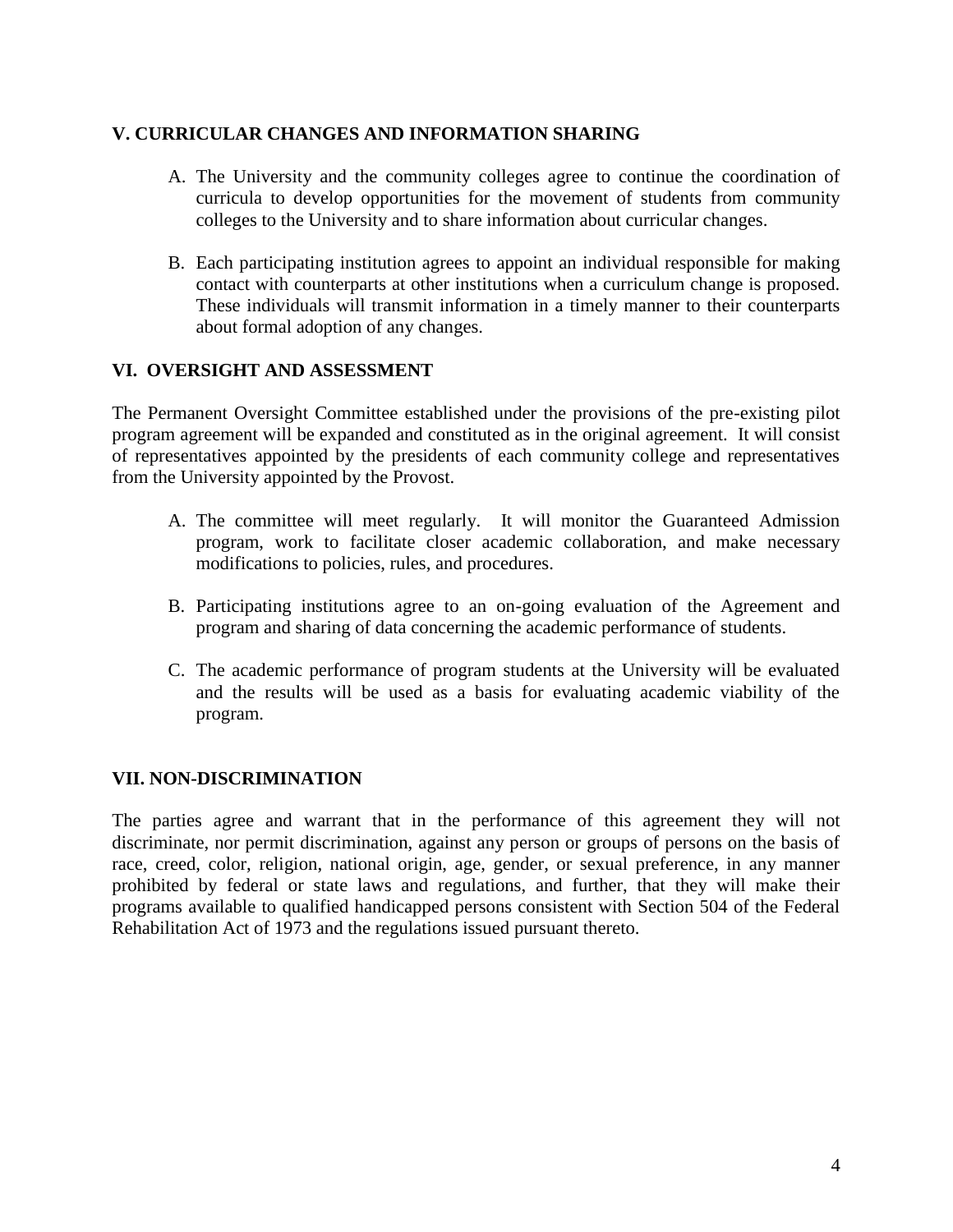## V. CURRICULAR CHANGES AND INFORMATION SHARING

A. The University and the community colleges agree to continue the coordination of curricula to develop opportunities for the movement of students from community colleges to the University and to share information about curricular changes.

B. Each participating institution agrees to appoint an individual responsible for making contact with counterparts at other institutions when a curriculum change is proposed. These individuals will transmit information in a timely manner to their counterparts about formal adoption of any changes.

## VI. OVERSIGHT AND ASSESSMENT

The Permanent Oversight Committee established under the provisions of the pre-existing pilot program agreement will be expanded and constituted as in the original agreement. It will consist of representatives appointed by the presidents of each community college and representatives from the University appointed by the Provost.

A. The committee will meet regularly. It will monitor the Guaranteed Admission program, work to facilitate closer academic collaboration, and make necessary modifications to policies, rules, and procedures.

B. Participating institutions agree to an on-going evaluation of the Agreement and program and sharing of data concerning the academic performance of students.

C. The academic performance of program students at the University will be evaluated and the results will be used as a basis for evaluating academic viability of the program.

## VII. NON-DISCRIMINATION

The parties agree and warrant that in the performance of this agreement they will not discriminate, nor permit discrimination, against any person or groups of persons on the basis of race, creed, color, religion, national origin, age, gender, or sexual preference, in any manner prohibited by federal or state laws and regulations, and further, that they will make their programs available to qualified handicapped persons consistent with Section 504 of the Federal Rehabilitation Act of 1973 and the regulations issued pursuant thereto.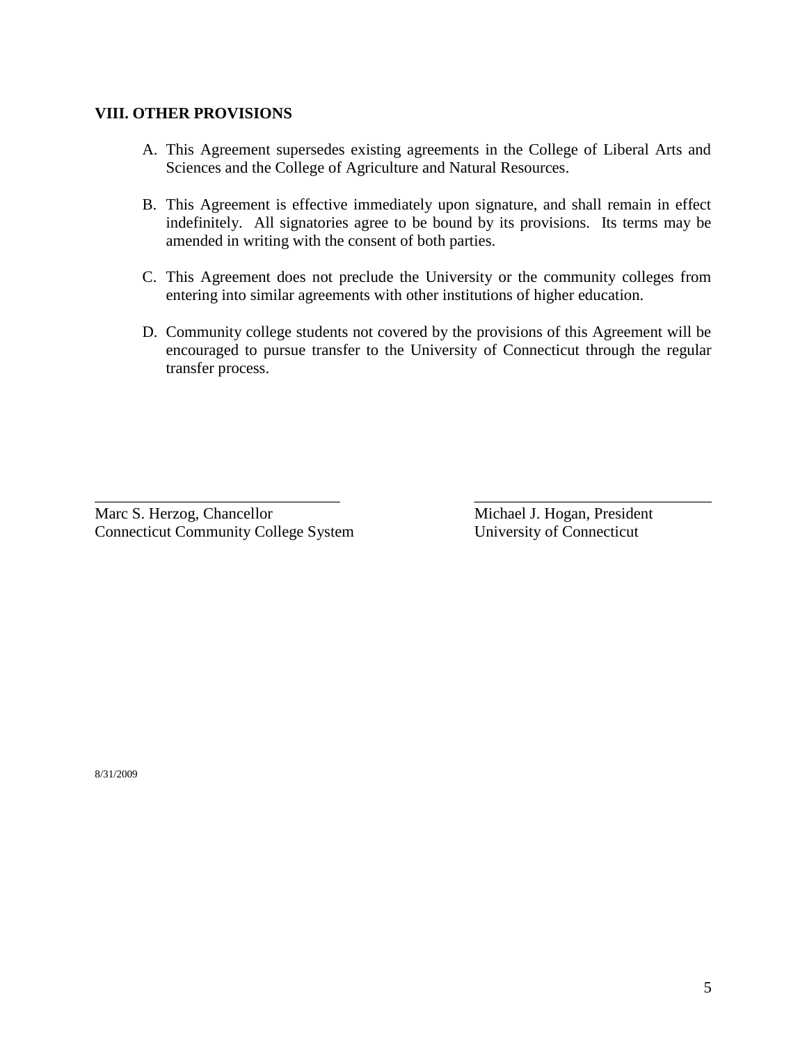## VIII. OTHER PROVISIONS

A. This Agreement supersedes existing agreements in the College of Liberal Arts and Sciences and the College of Agriculture and Natural Resources.

B. This Agreement is effective immediately upon signature, and shall remain in effect indefinitely. All signatories agree to be bound by its provisions. Its terms may be amended in writing with the consent of both parties.

C. This Agreement does not preclude the University or the community colleges from entering into similar agreements with other institutions of higher education.

D. Community college students not covered by the provisions of this Agreement will be encouraged to pursue transfer to the University of Connecticut through the regular transfer process.

_______________________________
Marc S. Herzog, Chancellor
Connecticut Community College System

_______________________________
Michael J. Hogan, President
University of Connecticut

8/31/2009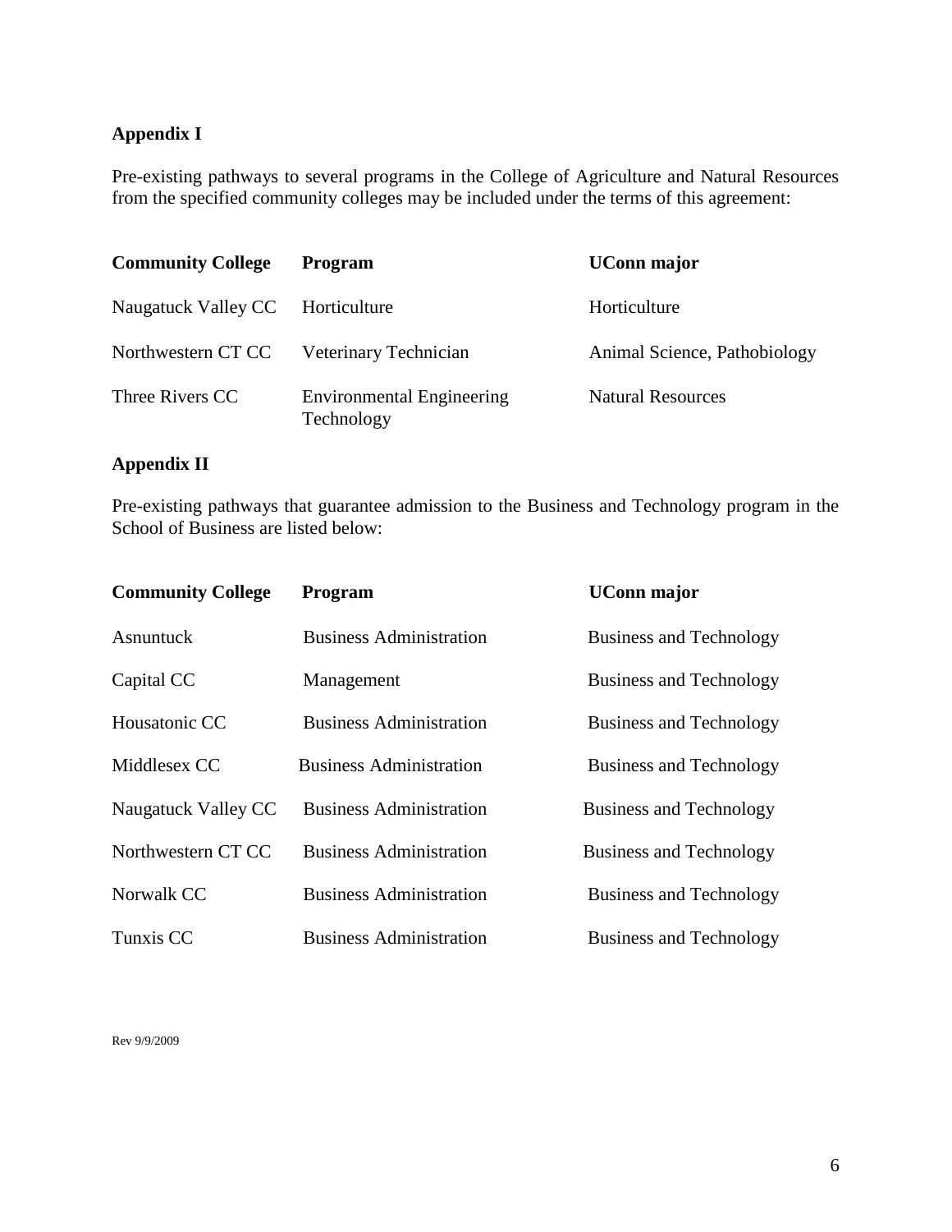## Appendix I

Pre-existing pathways to several programs in the College of Agriculture and Natural Resources from the specified community colleges may be included under the terms of this agreement:

| Community College | Program | UConn major |
|---|---|---|
| Naugatuck Valley CC | Horticulture | Horticulture |
| Northwestern CT CC | Veterinary Technician | Animal Science, Pathobiology |
| Three Rivers CC | Environmental Engineering Technology | Natural Resources |

## Appendix II

Pre-existing pathways that guarantee admission to the Business and Technology program in the School of Business are listed below:

| Community College | Program | UConn major |
|---|---|---|
| Asnuntuck | Business Administration | Business and Technology |
| Capital CC | Management | Business and Technology |
| Housatonic CC | Business Administration | Business and Technology |
| Middlesex CC | Business Administration | Business and Technology |
| Naugatuck Valley CC | Business Administration | Business and Technology |
| Northwestern CT CC | Business Administration | Business and Technology |
| Norwalk CC | Business Administration | Business and Technology |
| Tunxis CC | Business Administration | Business and Technology |

Rev 9/9/2009